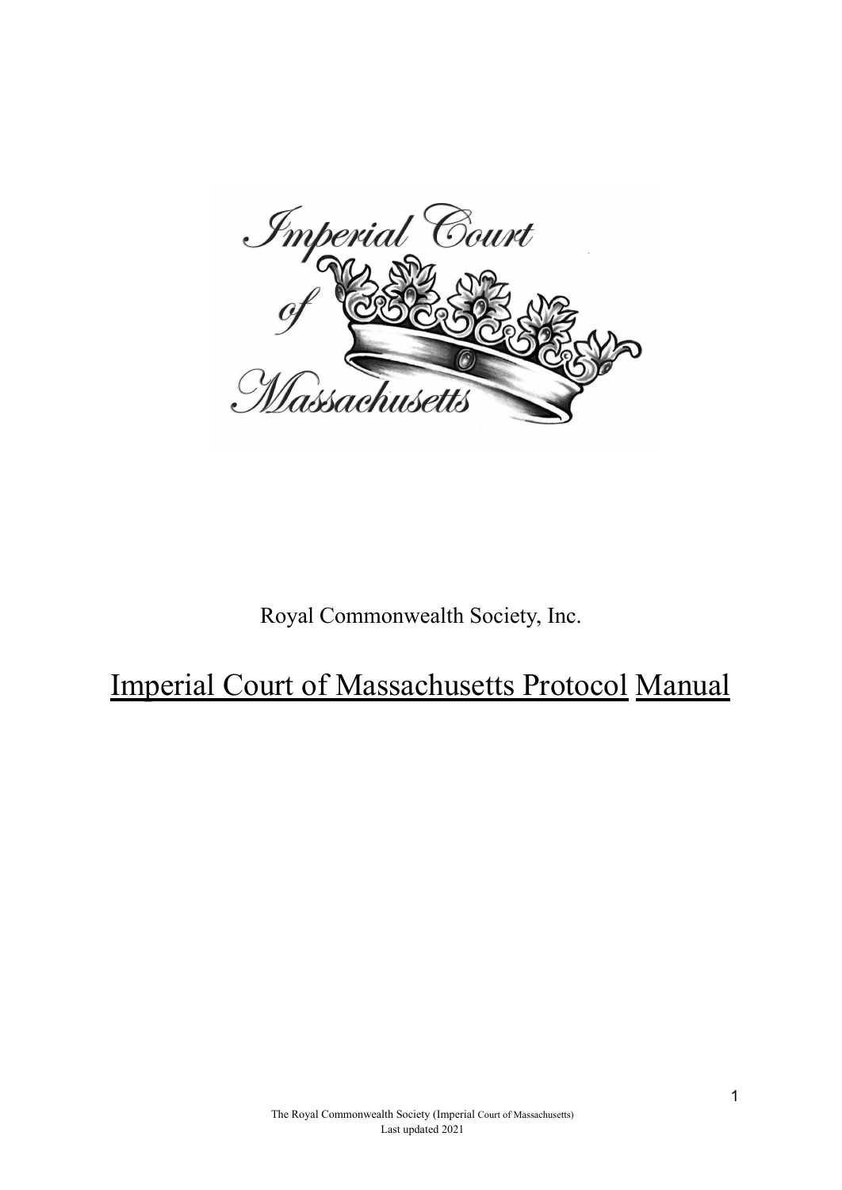Royal Commonwealth Society, Inc.

# Imperial Court of Massachusetts Protocol Manual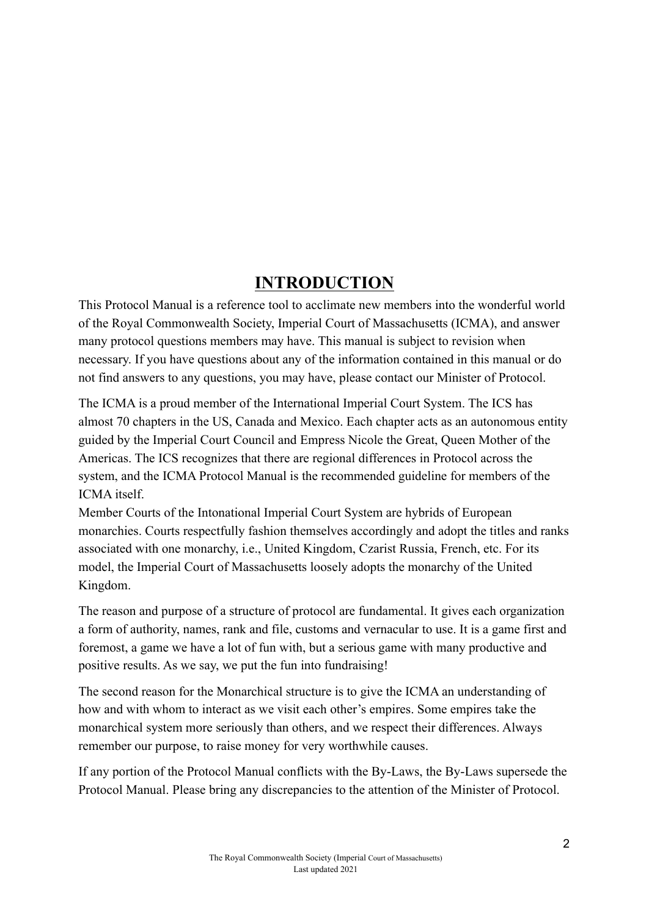# INTRODUCTION

This Protocol Manual is a reference tool to acclimate new members into the wonderful world of the Royal Commonwealth Society, Imperial Court of Massachusetts (ICMA), and answer many protocol questions members may have. This manual is subject to revision when necessary. If you have questions about any of the information contained in this manual or do not find answers to any questions, you may have, please contact our Minister of Protocol.

The ICMA is a proud member of the International Imperial Court System. The ICS has almost 70 chapters in the US, Canada and Mexico. Each chapter acts as an autonomous entity guided by the Imperial Court Council and Empress Nicole the Great, Queen Mother of the Americas. The ICS recognizes that there are regional differences in Protocol across the system, and the ICMA Protocol Manual is the recommended guideline for members of the ICMA itself.

Member Courts of the Intonational Imperial Court System are hybrids of European monarchies. Courts respectfully fashion themselves accordingly and adopt the titles and ranks associated with one monarchy, i.e., United Kingdom, Czarist Russia, French, etc. For its model, the Imperial Court of Massachusetts loosely adopts the monarchy of the United Kingdom.

The reason and purpose of a structure of protocol are fundamental. It gives each organization a form of authority, names, rank and file, customs and vernacular to use. It is a game first and foremost, a game we have a lot of fun with, but a serious game with many productive and positive results. As we say, we put the fun into fundraising!

The second reason for the Monarchical structure is to give the ICMA an understanding of how and with whom to interact as we visit each other's empires. Some empires take the monarchical system more seriously than others, and we respect their differences. Always remember our purpose, to raise money for very worthwhile causes.

If any portion of the Protocol Manual conflicts with the By-Laws, the By-Laws supersede the Protocol Manual. Please bring any discrepancies to the attention of the Minister of Protocol.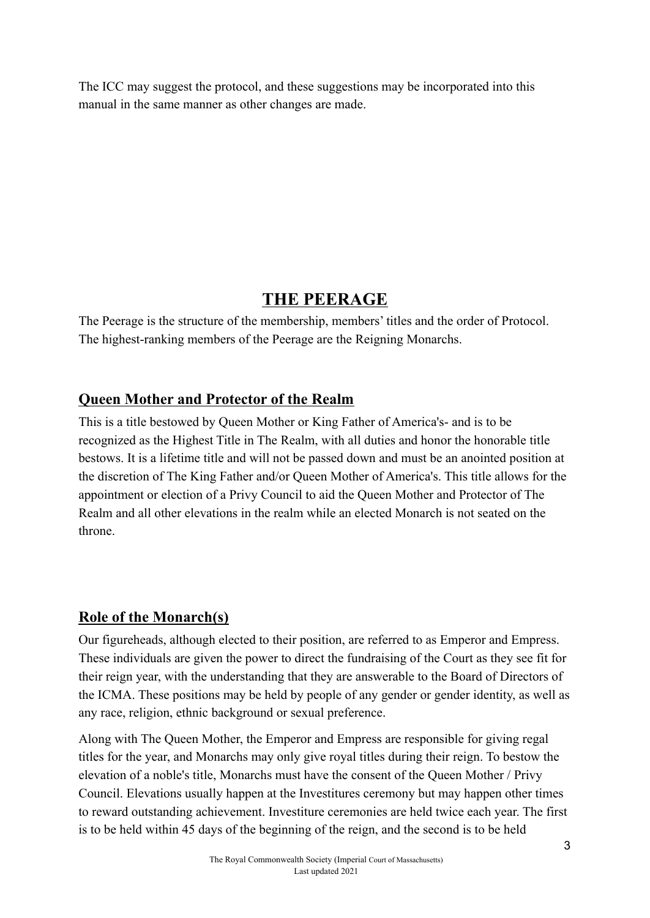The ICC may suggest the protocol, and these suggestions may be incorporated into this manual in the same manner as other changes are made.

# THE PEERAGE

The Peerage is the structure of the membership, members' titles and the order of Protocol. The highest-ranking members of the Peerage are the Reigning Monarchs.

## Queen Mother and Protector of the Realm

This is a title bestowed by Queen Mother or King Father of America's- and is to be recognized as the Highest Title in The Realm, with all duties and honor the honorable title bestows. It is a lifetime title and will not be passed down and must be an anointed position at the discretion of The King Father and/or Queen Mother of America's. This title allows for the appointment or election of a Privy Council to aid the Queen Mother and Protector of The Realm and all other elevations in the realm while an elected Monarch is not seated on the throne.

## Role of the Monarch(s)

Our figureheads, although elected to their position, are referred to as Emperor and Empress. These individuals are given the power to direct the fundraising of the Court as they see fit for their reign year, with the understanding that they are answerable to the Board of Directors of the ICMA. These positions may be held by people of any gender or gender identity, as well as any race, religion, ethnic background or sexual preference.

Along with The Queen Mother, the Emperor and Empress are responsible for giving regal titles for the year, and Monarchs may only give royal titles during their reign. To bestow the elevation of a noble's title, Monarchs must have the consent of the Queen Mother / Privy Council. Elevations usually happen at the Investitures ceremony but may happen other times to reward outstanding achievement. Investiture ceremonies are held twice each year. The first is to be held within 45 days of the beginning of the reign, and the second is to be held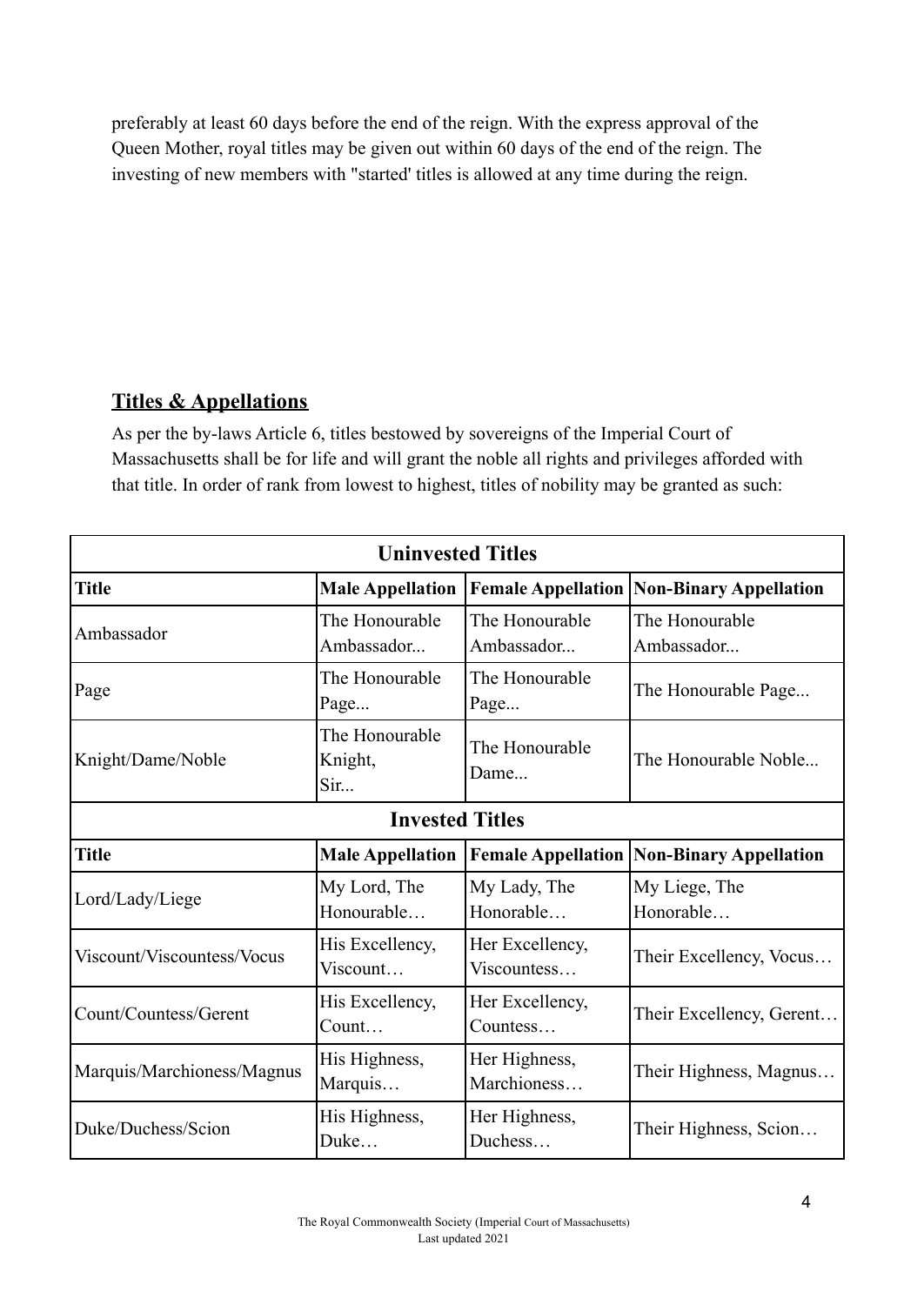preferably at least 60 days before the end of the reign. With the express approval of the Queen Mother, royal titles may be given out within 60 days of the end of the reign. The investing of new members with "started' titles is allowed at any time during the reign.

## **Titles & Appellations**

As per the by-laws Article 6, titles bestowed by sovereigns of the Imperial Court of Massachusetts shall be for life and will grant the noble all rights and privileges afforded with that title. In order of rank from lowest to highest, titles of nobility may be granted as such:

| **Uninvested Titles** | | | |
|---|---|---|---|
| **Title** | **Male Appellation** | **Female Appellation** | **Non-Binary Appellation** |
| Ambassador | The Honourable Ambassador... | The Honourable Ambassador... | The Honourable Ambassador... |
| Page | The Honourable Page... | The Honourable Page... | The Honourable Page... |
| Knight/Dame/Noble | The Honourable Knight, Sir... | The Honourable Dame... | The Honourable Noble... |
| **Invested Titles** | | | |
| **Title** | **Male Appellation** | **Female Appellation** | **Non-Binary Appellation** |
| Lord/Lady/Liege | My Lord, The Honorable… | My Lady, The Honorable… | My Liege, The Honorable… |
| Viscount/Viscountess/Vocus | His Excellency, Viscount… | Her Excellency, Viscountess… | Their Excellency, Vocus… |
| Count/Countess/Gerent | His Excellency, Count… | Her Excellency, Countess… | Their Excellency, Gerent… |
| Marquis/Marchioness/Magnus | His Highness, Marquis… | Her Highness, Marchioness… | Their Highness, Magnus… |
| Duke/Duchess/Scion | His Highness, Duke… | Her Highness, Duchess… | Their Highness, Scion… |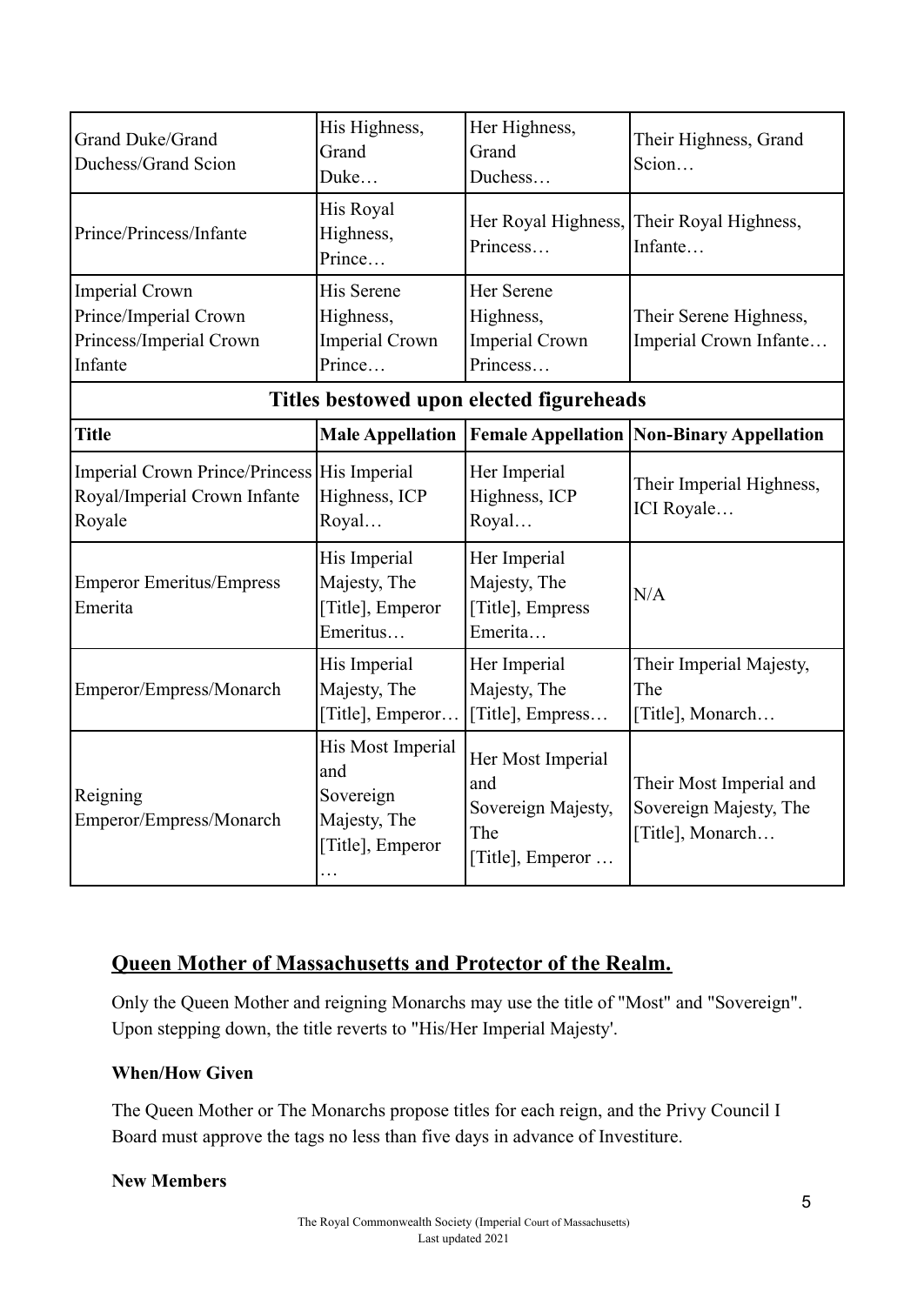| Grand Duke/Grand Duchess/Grand Scion | His Highness, Grand Duke… | Her Highness, Grand Duchess… | Their Highness, Grand Scion… |
|---|---|---|---|
| Prince/Princess/Infante | His Royal Highness, Prince… | Her Royal Highness, Princess… | Their Royal Highness, Infante… |
| Imperial Crown Prince/Imperial Crown Princess/Imperial Crown Infante | His Serene Highness, Imperial Crown Prince… | Her Serene Highness, Imperial Crown Princess… | Their Serene Highness, Imperial Crown Infante… |
| **Titles bestowed upon elected figureheads** | | | |
| **Title** | **Male Appellation** | **Female Appellation** | **Non-Binary Appellation** |
| Imperial Crown Prince/Princess Royal/Imperial Crown Infante Royale | His Imperial Highness, ICP Royal… | Her Imperial Highness, ICP Royal… | Their Imperial Highness, ICI Royale… |
| Emperor Emeritus/Empress Emerita | His Imperial Majesty, The [Title], Emperor Emeritus… | Her Imperial Majesty, The [Title], Empress Emerita… | N/A |
| Emperor/Empress/Monarch | His Imperial Majesty, The [Title], Emperor… | Her Imperial Majesty, The [Title], Empress… | Their Imperial Majesty, The [Title], Monarch… |
| Reigning Emperor/Empress/Monarch | His Most Imperial and Sovereign Majesty, The [Title], Emperor … | Her Most Imperial and Sovereign Majesty, The [Title], Emperor … | Their Most Imperial and Sovereign Majesty, The [Title], Monarch… |

## Queen Mother of Massachusetts and Protector of the Realm.

Only the Queen Mother and reigning Monarchs may use the title of "Most" and "Sovereign". Upon stepping down, the title reverts to "His/Her Imperial Majesty'.

**When/How Given**

The Queen Mother or The Monarchs propose titles for each reign, and the Privy Council I Board must approve the tags no less than five days in advance of Investiture.

**New Members**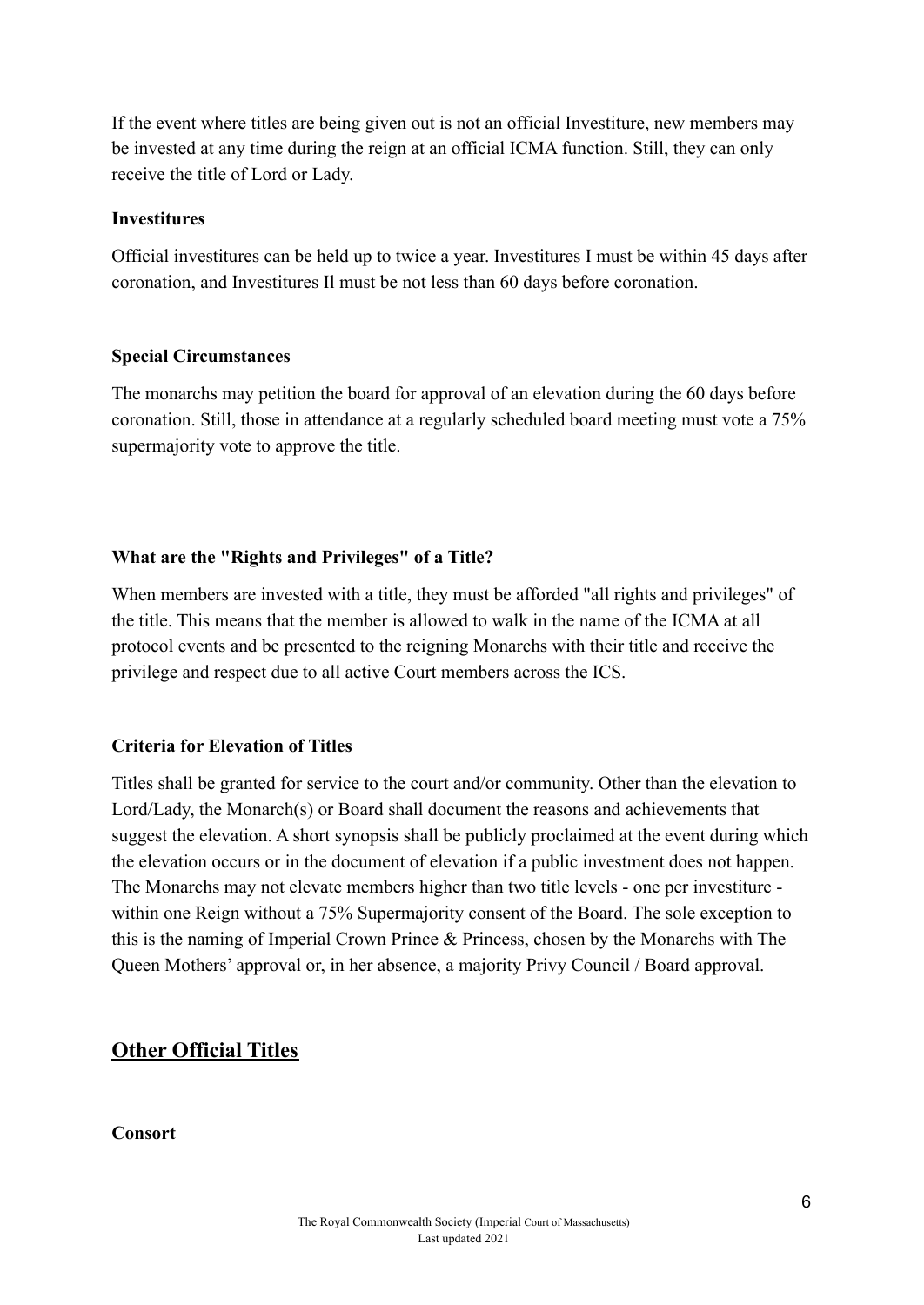If the event where titles are being given out is not an official Investiture, new members may be invested at any time during the reign at an official ICMA function. Still, they can only receive the title of Lord or Lady.

**Investitures**

Official investitures can be held up to twice a year. Investitures I must be within 45 days after coronation, and Investitures Il must be not less than 60 days before coronation.

**Special Circumstances**

The monarchs may petition the board for approval of an elevation during the 60 days before coronation. Still, those in attendance at a regularly scheduled board meeting must vote a 75% supermajority vote to approve the title.

**What are the "Rights and Privileges" of a Title?**

When members are invested with a title, they must be afforded "all rights and privileges" of the title. This means that the member is allowed to walk in the name of the ICMA at all protocol events and be presented to the reigning Monarchs with their title and receive the privilege and respect due to all active Court members across the ICS.

**Criteria for Elevation of Titles**

Titles shall be granted for service to the court and/or community. Other than the elevation to Lord/Lady, the Monarch(s) or Board shall document the reasons and achievements that suggest the elevation. A short synopsis shall be publicly proclaimed at the event during which the elevation occurs or in the document of elevation if a public investment does not happen. The Monarchs may not elevate members higher than two title levels - one per investiture - within one Reign without a 75% Supermajority consent of the Board. The sole exception to this is the naming of Imperial Crown Prince & Princess, chosen by the Monarchs with The Queen Mothers' approval or, in her absence, a majority Privy Council / Board approval.

## Other Official Titles

**Consort**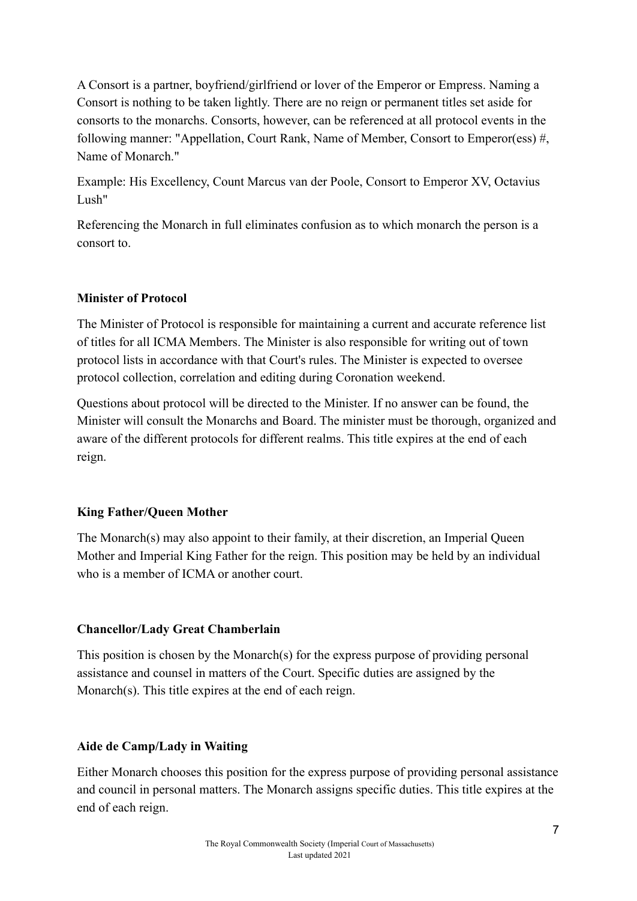A Consort is a partner, boyfriend/girlfriend or lover of the Emperor or Empress. Naming a Consort is nothing to be taken lightly. There are no reign or permanent titles set aside for consorts to the monarchs. Consorts, however, can be referenced at all protocol events in the following manner: "Appellation, Court Rank, Name of Member, Consort to Emperor(ess) #, Name of Monarch."

Example: His Excellency, Count Marcus van der Poole, Consort to Emperor XV, Octavius Lush"

Referencing the Monarch in full eliminates confusion as to which monarch the person is a consort to.

**Minister of Protocol**

The Minister of Protocol is responsible for maintaining a current and accurate reference list of titles for all ICMA Members. The Minister is also responsible for writing out of town protocol lists in accordance with that Court's rules. The Minister is expected to oversee protocol collection, correlation and editing during Coronation weekend.

Questions about protocol will be directed to the Minister. If no answer can be found, the Minister will consult the Monarchs and Board. The minister must be thorough, organized and aware of the different protocols for different realms. This title expires at the end of each reign.

**King Father/Queen Mother**

The Monarch(s) may also appoint to their family, at their discretion, an Imperial Queen Mother and Imperial King Father for the reign. This position may be held by an individual who is a member of ICMA or another court.

**Chancellor/Lady Great Chamberlain**

This position is chosen by the Monarch(s) for the express purpose of providing personal assistance and counsel in matters of the Court. Specific duties are assigned by the Monarch(s). This title expires at the end of each reign.

**Aide de Camp/Lady in Waiting**

Either Monarch chooses this position for the express purpose of providing personal assistance and council in personal matters. The Monarch assigns specific duties. This title expires at the end of each reign.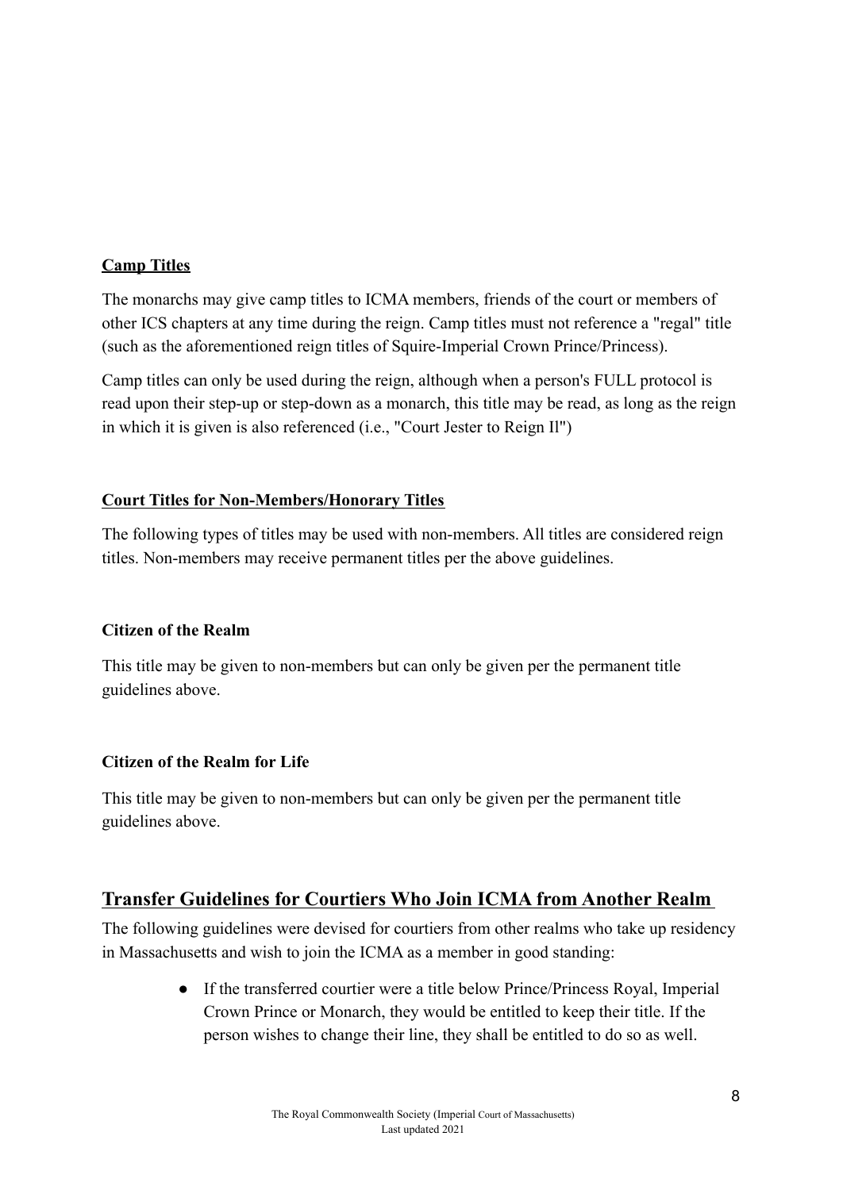**Camp Titles**

The monarchs may give camp titles to ICMA members, friends of the court or members of other ICS chapters at any time during the reign. Camp titles must not reference a "regal" title (such as the aforementioned reign titles of Squire-Imperial Crown Prince/Princess).

Camp titles can only be used during the reign, although when a person's FULL protocol is read upon their step-up or step-down as a monarch, this title may be read, as long as the reign in which it is given is also referenced (i.e., "Court Jester to Reign Il")

**Court Titles for Non-Members/Honorary Titles**

The following types of titles may be used with non-members. All titles are considered reign titles. Non-members may receive permanent titles per the above guidelines.

**Citizen of the Realm**

This title may be given to non-members but can only be given per the permanent title guidelines above.

**Citizen of the Realm for Life**

This title may be given to non-members but can only be given per the permanent title guidelines above.

## Transfer Guidelines for Courtiers Who Join ICMA from Another Realm

The following guidelines were devised for courtiers from other realms who take up residency in Massachusetts and wish to join the ICMA as a member in good standing:

- If the transferred courtier were a title below Prince/Princess Royal, Imperial Crown Prince or Monarch, they would be entitled to keep their title. If the person wishes to change their line, they shall be entitled to do so as well.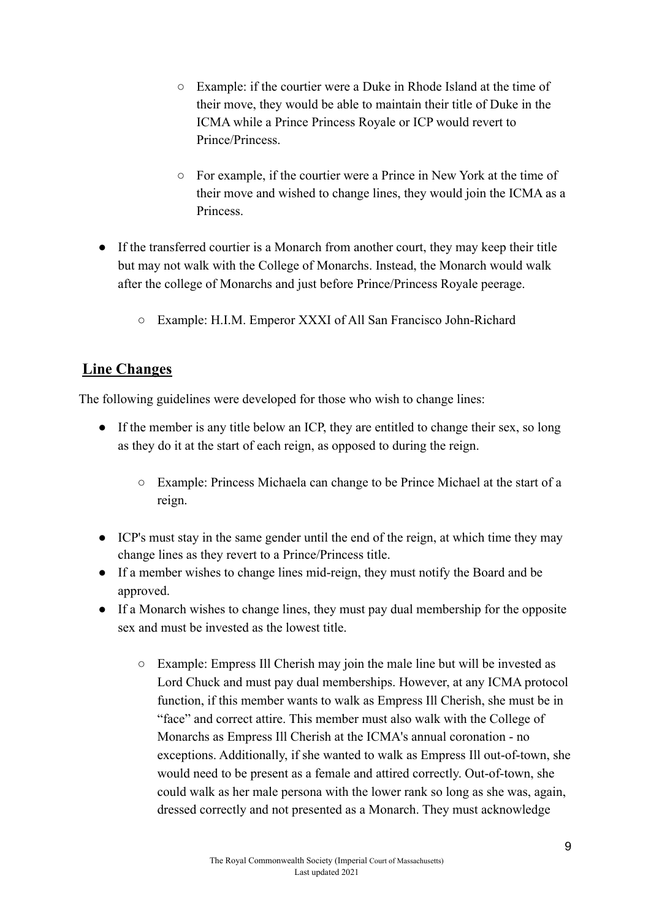- Example: if the courtier were a Duke in Rhode Island at the time of their move, they would be able to maintain their title of Duke in the ICMA while a Prince Princess Royale or ICP would revert to Prince/Princess.

    - For example, if the courtier were a Prince in New York at the time of their move and wished to change lines, they would join the ICMA as a Princess.

- If the transferred courtier is a Monarch from another court, they may keep their title but may not walk with the College of Monarchs. Instead, the Monarch would walk after the college of Monarchs and just before Prince/Princess Royale peerage.

    - Example: H.I.M. Emperor XXXI of All San Francisco John-Richard

## Line Changes

The following guidelines were developed for those who wish to change lines:

- If the member is any title below an ICP, they are entitled to change their sex, so long as they do it at the start of each reign, as opposed to during the reign.

    - Example: Princess Michaela can change to be Prince Michael at the start of a reign.

- ICP's must stay in the same gender until the end of the reign, at which time they may change lines as they revert to a Prince/Princess title.
- If a member wishes to change lines mid-reign, they must notify the Board and be approved.
- If a Monarch wishes to change lines, they must pay dual membership for the opposite sex and must be invested as the lowest title.

    - Example: Empress Ill Cherish may join the male line but will be invested as Lord Chuck and must pay dual memberships. However, at any ICMA protocol function, if this member wants to walk as Empress Ill Cherish, she must be in "face" and correct attire. This member must also walk with the College of Monarchs as Empress Ill Cherish at the ICMA's annual coronation - no exceptions. Additionally, if she wanted to walk as Empress Ill out-of-town, she would need to be present as a female and attired correctly. Out-of-town, she could walk as her male persona with the lower rank so long as she was, again, dressed correctly and not presented as a Monarch. They must acknowledge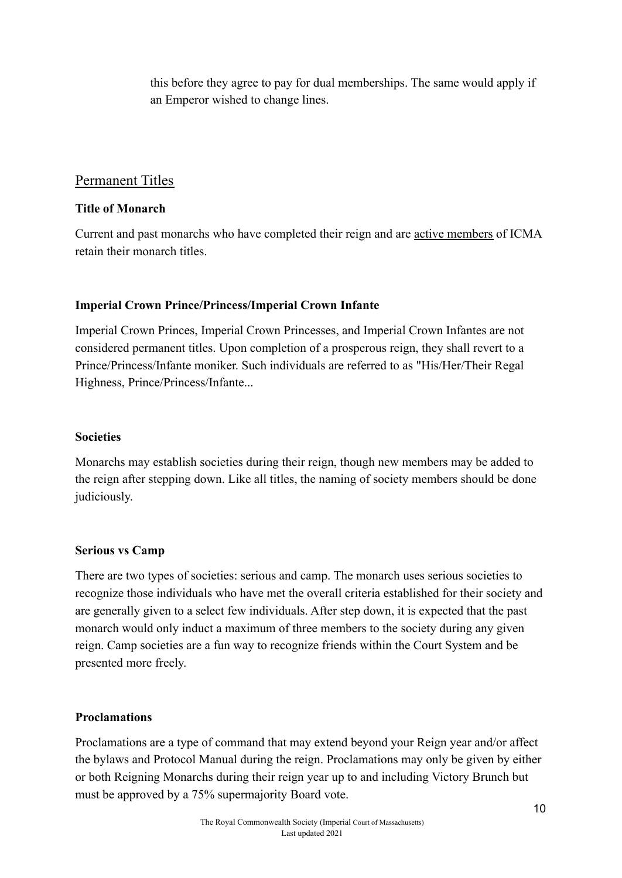this before they agree to pay for dual memberships. The same would apply if an Emperor wished to change lines.

## Permanent Titles

**Title of Monarch**

Current and past monarchs who have completed their reign and are active members of ICMA retain their monarch titles.

**Imperial Crown Prince/Princess/Imperial Crown Infante**

Imperial Crown Princes, Imperial Crown Princesses, and Imperial Crown Infantes are not considered permanent titles. Upon completion of a prosperous reign, they shall revert to a Prince/Princess/Infante moniker. Such individuals are referred to as "His/Her/Their Regal Highness, Prince/Princess/Infante...

**Societies**

Monarchs may establish societies during their reign, though new members may be added to the reign after stepping down. Like all titles, the naming of society members should be done judiciously.

**Serious vs Camp**

There are two types of societies: serious and camp. The monarch uses serious societies to recognize those individuals who have met the overall criteria established for their society and are generally given to a select few individuals. After step down, it is expected that the past monarch would only induct a maximum of three members to the society during any given reign. Camp societies are a fun way to recognize friends within the Court System and be presented more freely.

**Proclamations**

Proclamations are a type of command that may extend beyond your Reign year and/or affect the bylaws and Protocol Manual during the reign. Proclamations may only be given by either or both Reigning Monarchs during their reign year up to and including Victory Brunch but must be approved by a 75% supermajority Board vote.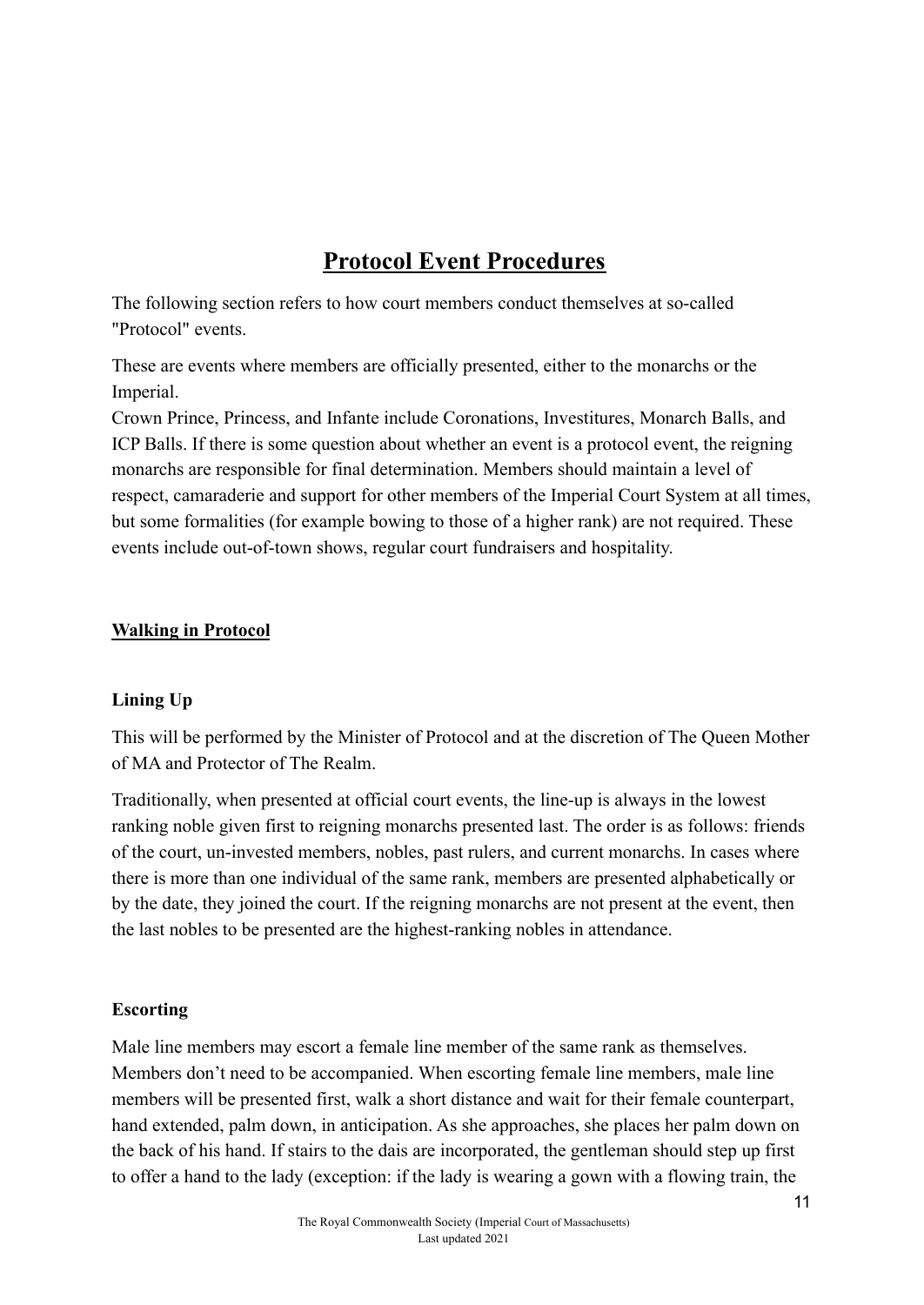# Protocol Event Procedures

The following section refers to how court members conduct themselves at so-called "Protocol" events.

These are events where members are officially presented, either to the monarchs or the Imperial.
Crown Prince, Princess, and Infante include Coronations, Investitures, Monarch Balls, and ICP Balls. If there is some question about whether an event is a protocol event, the reigning monarchs are responsible for final determination. Members should maintain a level of respect, camaraderie and support for other members of the Imperial Court System at all times, but some formalities (for example bowing to those of a higher rank) are not required. These events include out-of-town shows, regular court fundraisers and hospitality.

## Walking in Protocol

### Lining Up

This will be performed by the Minister of Protocol and at the discretion of The Queen Mother of MA and Protector of The Realm.

Traditionally, when presented at official court events, the line-up is always in the lowest ranking noble given first to reigning monarchs presented last. The order is as follows: friends of the court, un-invested members, nobles, past rulers, and current monarchs. In cases where there is more than one individual of the same rank, members are presented alphabetically or by the date, they joined the court. If the reigning monarchs are not present at the event, then the last nobles to be presented are the highest-ranking nobles in attendance.

### Escorting

Male line members may escort a female line member of the same rank as themselves. Members don't need to be accompanied. When escorting female line members, male line members will be presented first, walk a short distance and wait for their female counterpart, hand extended, palm down, in anticipation. As she approaches, she places her palm down on the back of his hand. If stairs to the dais are incorporated, the gentleman should step up first to offer a hand to the lady (exception: if the lady is wearing a gown with a flowing train, the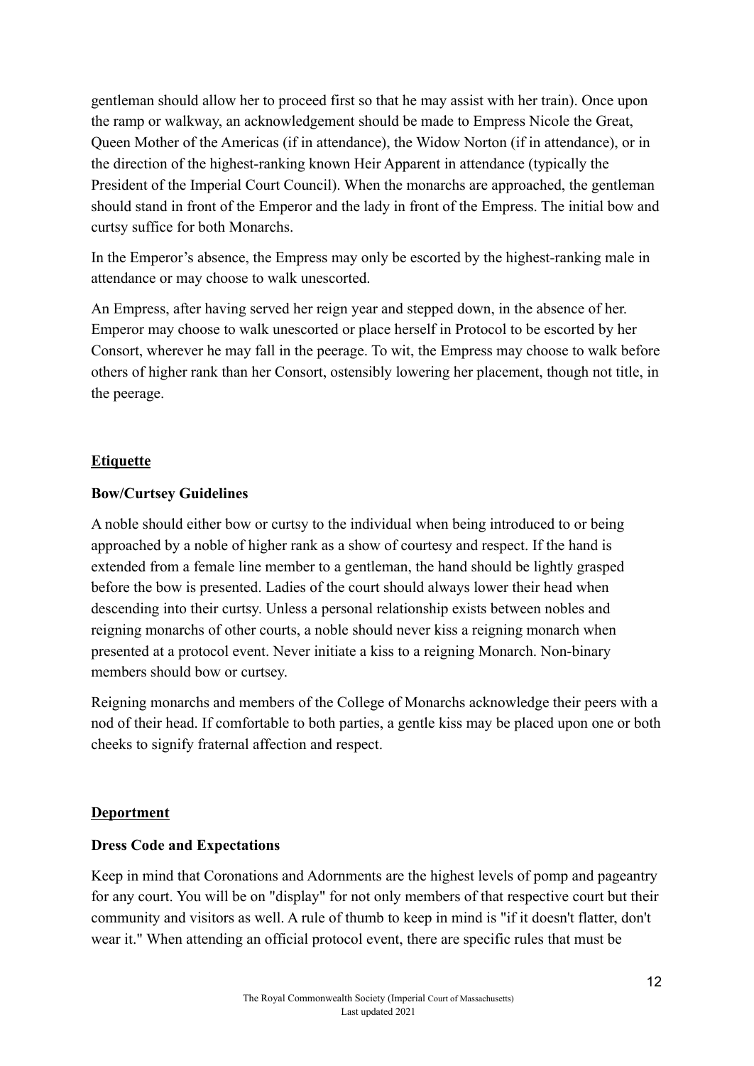gentleman should allow her to proceed first so that he may assist with her train). Once upon the ramp or walkway, an acknowledgement should be made to Empress Nicole the Great, Queen Mother of the Americas (if in attendance), the Widow Norton (if in attendance), or in the direction of the highest-ranking known Heir Apparent in attendance (typically the President of the Imperial Court Council). When the monarchs are approached, the gentleman should stand in front of the Emperor and the lady in front of the Empress. The initial bow and curtsy suffice for both Monarchs.

In the Emperor's absence, the Empress may only be escorted by the highest-ranking male in attendance or may choose to walk unescorted.

An Empress, after having served her reign year and stepped down, in the absence of her. Emperor may choose to walk unescorted or place herself in Protocol to be escorted by her Consort, wherever he may fall in the peerage. To wit, the Empress may choose to walk before others of higher rank than her Consort, ostensibly lowering her placement, though not title, in the peerage.

## Etiquette

### Bow/Curtsey Guidelines

A noble should either bow or curtsy to the individual when being introduced to or being approached by a noble of higher rank as a show of courtesy and respect. If the hand is extended from a female line member to a gentleman, the hand should be lightly grasped before the bow is presented. Ladies of the court should always lower their head when descending into their curtsy. Unless a personal relationship exists between nobles and reigning monarchs of other courts, a noble should never kiss a reigning monarch when presented at a protocol event. Never initiate a kiss to a reigning Monarch. Non-binary members should bow or curtsey.

Reigning monarchs and members of the College of Monarchs acknowledge their peers with a nod of their head. If comfortable to both parties, a gentle kiss may be placed upon one or both cheeks to signify fraternal affection and respect.

## Deportment

### Dress Code and Expectations

Keep in mind that Coronations and Adornments are the highest levels of pomp and pageantry for any court. You will be on "display" for not only members of that respective court but their community and visitors as well. A rule of thumb to keep in mind is "if it doesn't flatter, don't wear it." When attending an official protocol event, there are specific rules that must be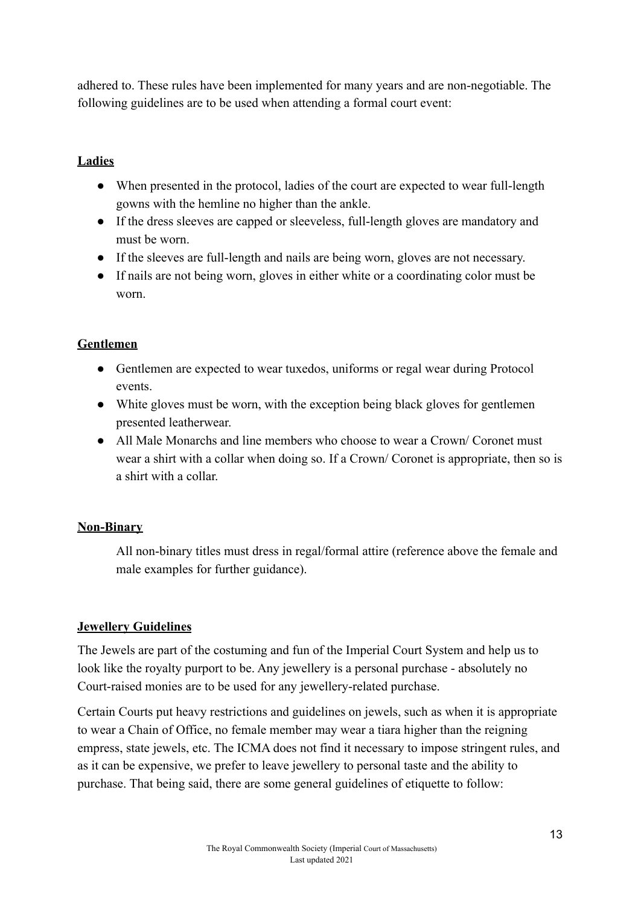adhered to. These rules have been implemented for many years and are non-negotiable. The following guidelines are to be used when attending a formal court event:

**Ladies**

- When presented in the protocol, ladies of the court are expected to wear full-length gowns with the hemline no higher than the ankle.
- If the dress sleeves are capped or sleeveless, full-length gloves are mandatory and must be worn.
- If the sleeves are full-length and nails are being worn, gloves are not necessary.
- If nails are not being worn, gloves in either white or a coordinating color must be worn.

**Gentlemen**

- Gentlemen are expected to wear tuxedos, uniforms or regal wear during Protocol events.
- White gloves must be worn, with the exception being black gloves for gentlemen presented leatherwear.
- All Male Monarchs and line members who choose to wear a Crown/ Coronet must wear a shirt with a collar when doing so. If a Crown/ Coronet is appropriate, then so is a shirt with a collar.

**Non-Binary**

All non-binary titles must dress in regal/formal attire (reference above the female and male examples for further guidance).

**Jewellery Guidelines**

The Jewels are part of the costuming and fun of the Imperial Court System and help us to look like the royalty purport to be. Any jewellery is a personal purchase - absolutely no Court-raised monies are to be used for any jewellery-related purchase.

Certain Courts put heavy restrictions and guidelines on jewels, such as when it is appropriate to wear a Chain of Office, no female member may wear a tiara higher than the reigning empress, state jewels, etc. The ICMA does not find it necessary to impose stringent rules, and as it can be expensive, we prefer to leave jewellery to personal taste and the ability to purchase. That being said, there are some general guidelines of etiquette to follow: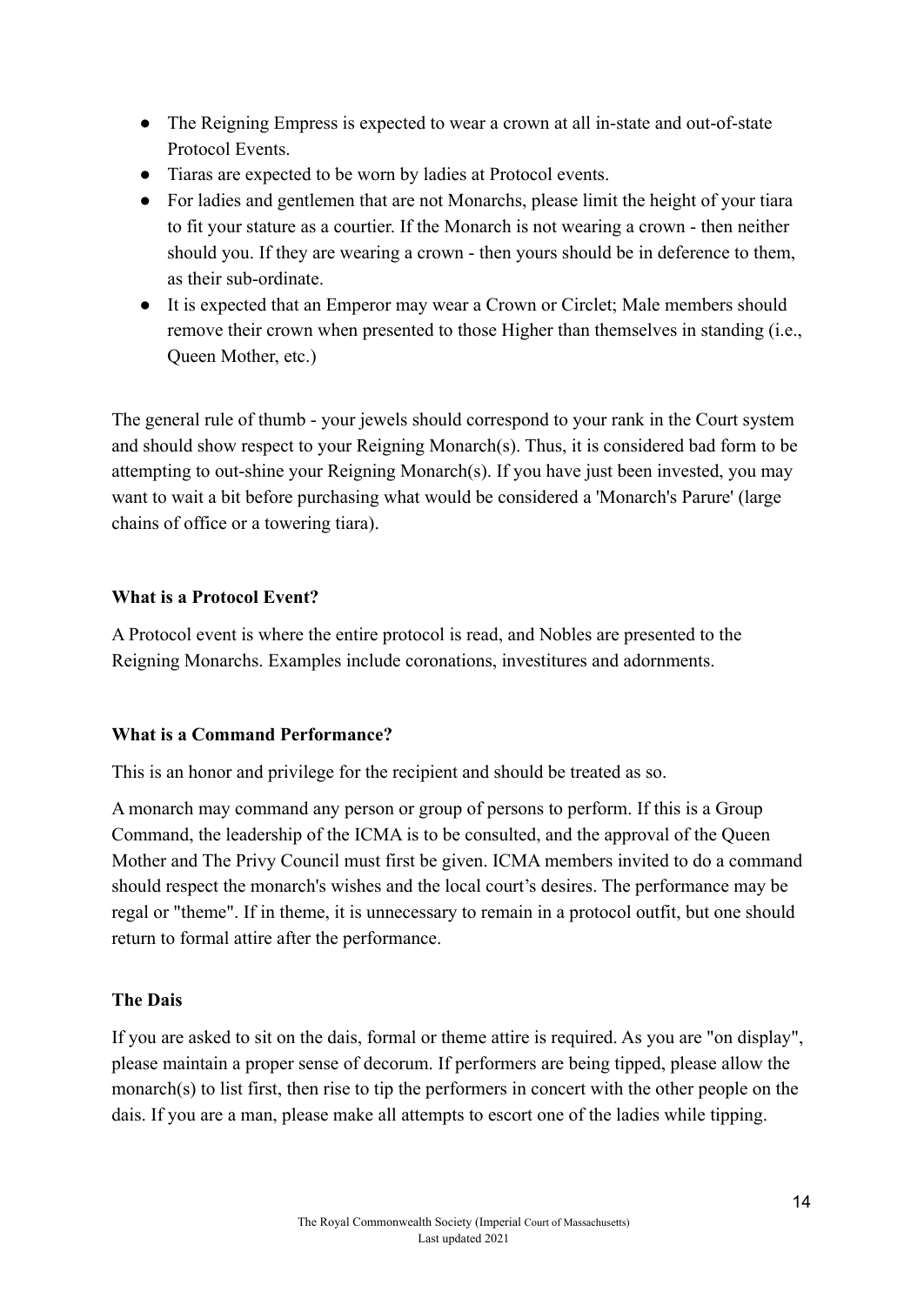- The Reigning Empress is expected to wear a crown at all in-state and out-of-state Protocol Events.
- Tiaras are expected to be worn by ladies at Protocol events.
- For ladies and gentlemen that are not Monarchs, please limit the height of your tiara to fit your stature as a courtier. If the Monarch is not wearing a crown - then neither should you. If they are wearing a crown - then yours should be in deference to them, as their sub-ordinate.
- It is expected that an Emperor may wear a Crown or Circlet; Male members should remove their crown when presented to those Higher than themselves in standing (i.e., Queen Mother, etc.)

The general rule of thumb - your jewels should correspond to your rank in the Court system and should show respect to your Reigning Monarch(s). Thus, it is considered bad form to be attempting to out-shine your Reigning Monarch(s). If you have just been invested, you may want to wait a bit before purchasing what would be considered a 'Monarch's Parure' (large chains of office or a towering tiara).

**What is a Protocol Event?**

A Protocol event is where the entire protocol is read, and Nobles are presented to the Reigning Monarchs. Examples include coronations, investitures and adornments.

**What is a Command Performance?**

This is an honor and privilege for the recipient and should be treated as so.

A monarch may command any person or group of persons to perform. If this is a Group Command, the leadership of the ICMA is to be consulted, and the approval of the Queen Mother and The Privy Council must first be given. ICMA members invited to do a command should respect the monarch's wishes and the local court's desires. The performance may be regal or "theme". If in theme, it is unnecessary to remain in a protocol outfit, but one should return to formal attire after the performance.

**The Dais**

If you are asked to sit on the dais, formal or theme attire is required. As you are "on display", please maintain a proper sense of decorum. If performers are being tipped, please allow the monarch(s) to list first, then rise to tip the performers in concert with the other people on the dais. If you are a man, please make all attempts to escort one of the ladies while tipping.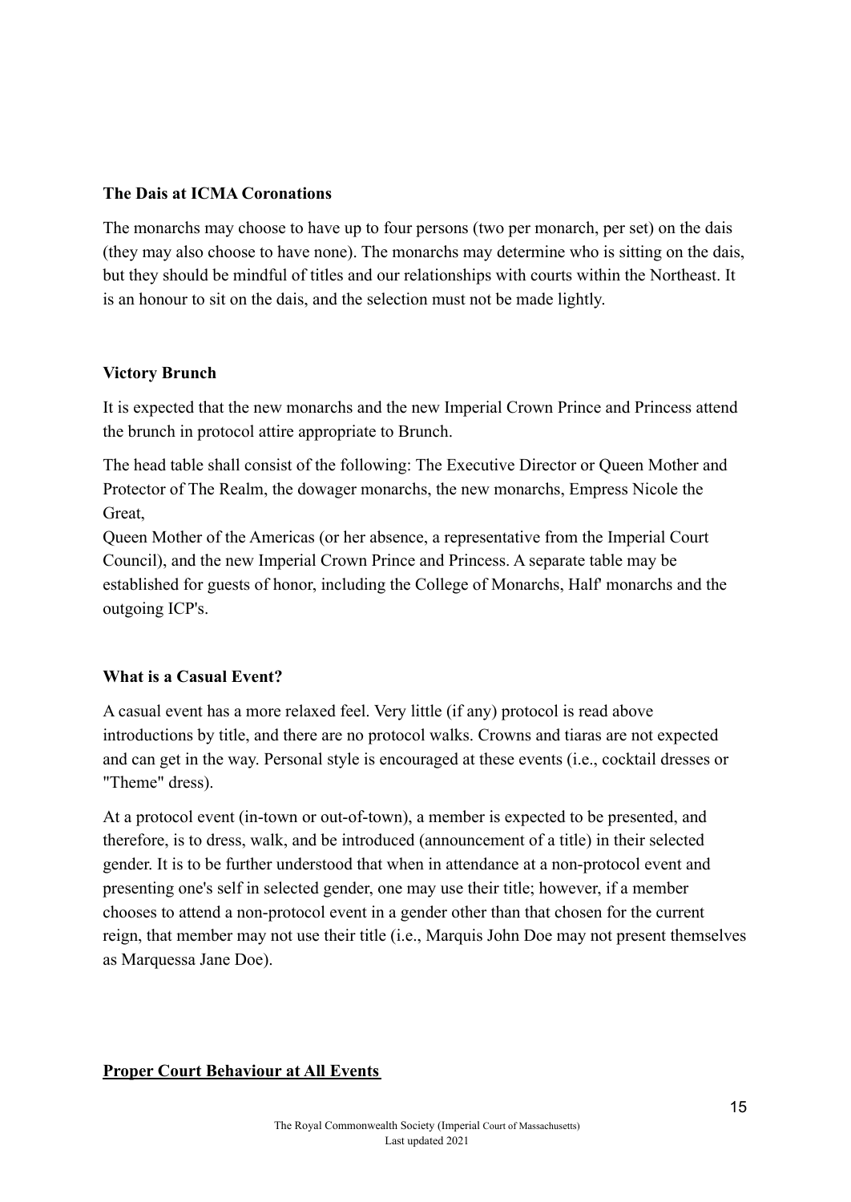**The Dais at ICMA Coronations**

The monarchs may choose to have up to four persons (two per monarch, per set) on the dais (they may also choose to have none). The monarchs may determine who is sitting on the dais, but they should be mindful of titles and our relationships with courts within the Northeast. It is an honour to sit on the dais, and the selection must not be made lightly.

**Victory Brunch**

It is expected that the new monarchs and the new Imperial Crown Prince and Princess attend the brunch in protocol attire appropriate to Brunch.

The head table shall consist of the following: The Executive Director or Queen Mother and Protector of The Realm, the dowager monarchs, the new monarchs, Empress Nicole the Great,
Queen Mother of the Americas (or her absence, a representative from the Imperial Court Council), and the new Imperial Crown Prince and Princess. A separate table may be established for guests of honor, including the College of Monarchs, Half' monarchs and the outgoing ICP's.

**What is a Casual Event?**

A casual event has a more relaxed feel. Very little (if any) protocol is read above introductions by title, and there are no protocol walks. Crowns and tiaras are not expected and can get in the way. Personal style is encouraged at these events (i.e., cocktail dresses or "Theme" dress).

At a protocol event (in-town or out-of-town), a member is expected to be presented, and therefore, is to dress, walk, and be introduced (announcement of a title) in their selected gender. It is to be further understood that when in attendance at a non-protocol event and presenting one's self in selected gender, one may use their title; however, if a member chooses to attend a non-protocol event in a gender other than that chosen for the current reign, that member may not use their title (i.e., Marquis John Doe may not present themselves as Marquessa Jane Doe).

**<u>Proper Court Behaviour at All Events</u>**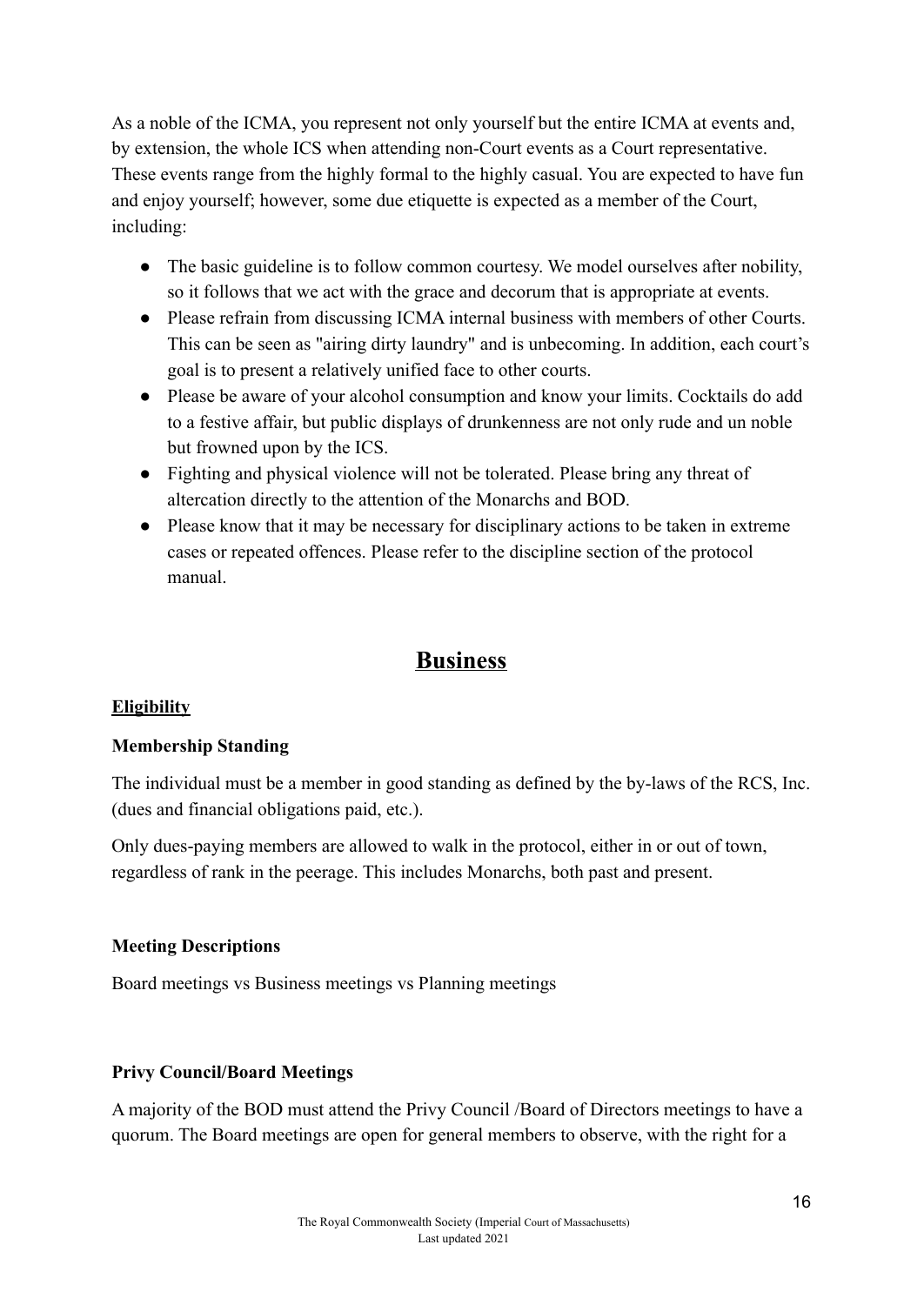As a noble of the ICMA, you represent not only yourself but the entire ICMA at events and, by extension, the whole ICS when attending non-Court events as a Court representative. These events range from the highly formal to the highly casual. You are expected to have fun and enjoy yourself; however, some due etiquette is expected as a member of the Court, including:

- The basic guideline is to follow common courtesy. We model ourselves after nobility, so it follows that we act with the grace and decorum that is appropriate at events.
- Please refrain from discussing ICMA internal business with members of other Courts. This can be seen as "airing dirty laundry" and is unbecoming. In addition, each court's goal is to present a relatively unified face to other courts.
- Please be aware of your alcohol consumption and know your limits. Cocktails do add to a festive affair, but public displays of drunkenness are not only rude and un noble but frowned upon by the ICS.
- Fighting and physical violence will not be tolerated. Please bring any threat of altercation directly to the attention of the Monarchs and BOD.
- Please know that it may be necessary for disciplinary actions to be taken in extreme cases or repeated offences. Please refer to the discipline section of the protocol manual.

# **Business**

## **Eligibility**

### **Membership Standing**

The individual must be a member in good standing as defined by the by-laws of the RCS, Inc. (dues and financial obligations paid, etc.).

Only dues-paying members are allowed to walk in the protocol, either in or out of town, regardless of rank in the peerage. This includes Monarchs, both past and present.

### **Meeting Descriptions**

Board meetings vs Business meetings vs Planning meetings

### **Privy Council/Board Meetings**

A majority of the BOD must attend the Privy Council /Board of Directors meetings to have a quorum. The Board meetings are open for general members to observe, with the right for a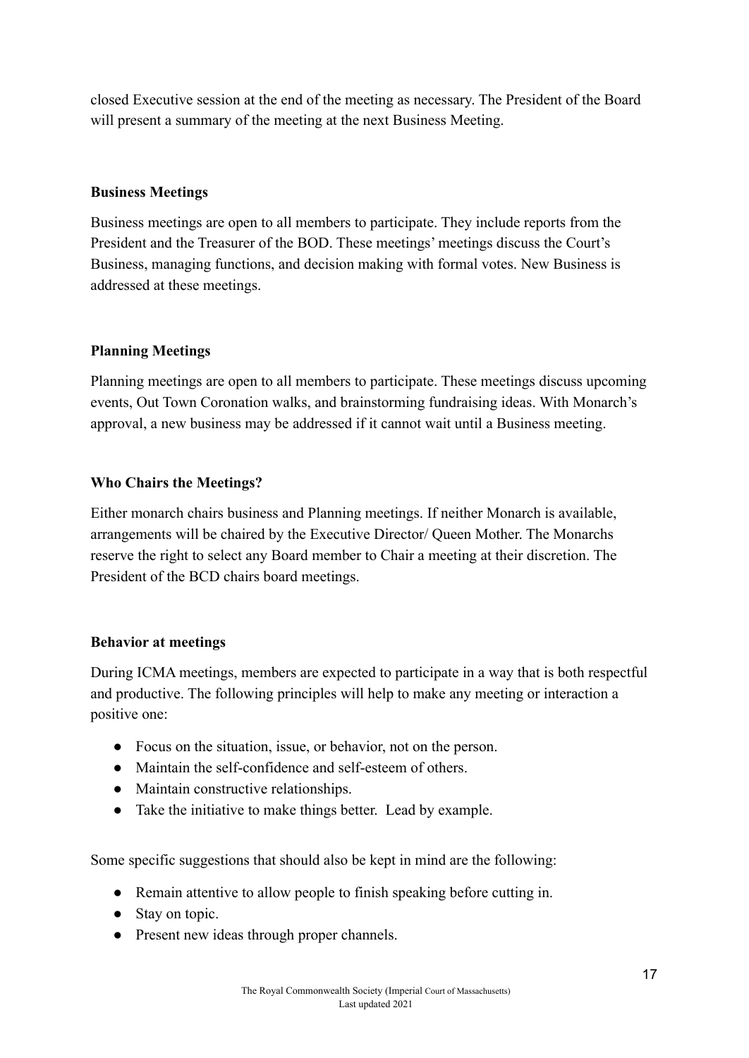closed Executive session at the end of the meeting as necessary. The President of the Board will present a summary of the meeting at the next Business Meeting.

**Business Meetings**

Business meetings are open to all members to participate. They include reports from the President and the Treasurer of the BOD. These meetings' meetings discuss the Court's Business, managing functions, and decision making with formal votes. New Business is addressed at these meetings.

**Planning Meetings**

Planning meetings are open to all members to participate. These meetings discuss upcoming events, Out Town Coronation walks, and brainstorming fundraising ideas. With Monarch's approval, a new business may be addressed if it cannot wait until a Business meeting.

**Who Chairs the Meetings?**

Either monarch chairs business and Planning meetings. If neither Monarch is available, arrangements will be chaired by the Executive Director/ Queen Mother. The Monarchs reserve the right to select any Board member to Chair a meeting at their discretion. The President of the BCD chairs board meetings.

**Behavior at meetings**

During ICMA meetings, members are expected to participate in a way that is both respectful and productive. The following principles will help to make any meeting or interaction a positive one:

- Focus on the situation, issue, or behavior, not on the person.
- Maintain the self-confidence and self-esteem of others.
- Maintain constructive relationships.
- Take the initiative to make things better. Lead by example.

Some specific suggestions that should also be kept in mind are the following:

- Remain attentive to allow people to finish speaking before cutting in.
- Stay on topic.
- Present new ideas through proper channels.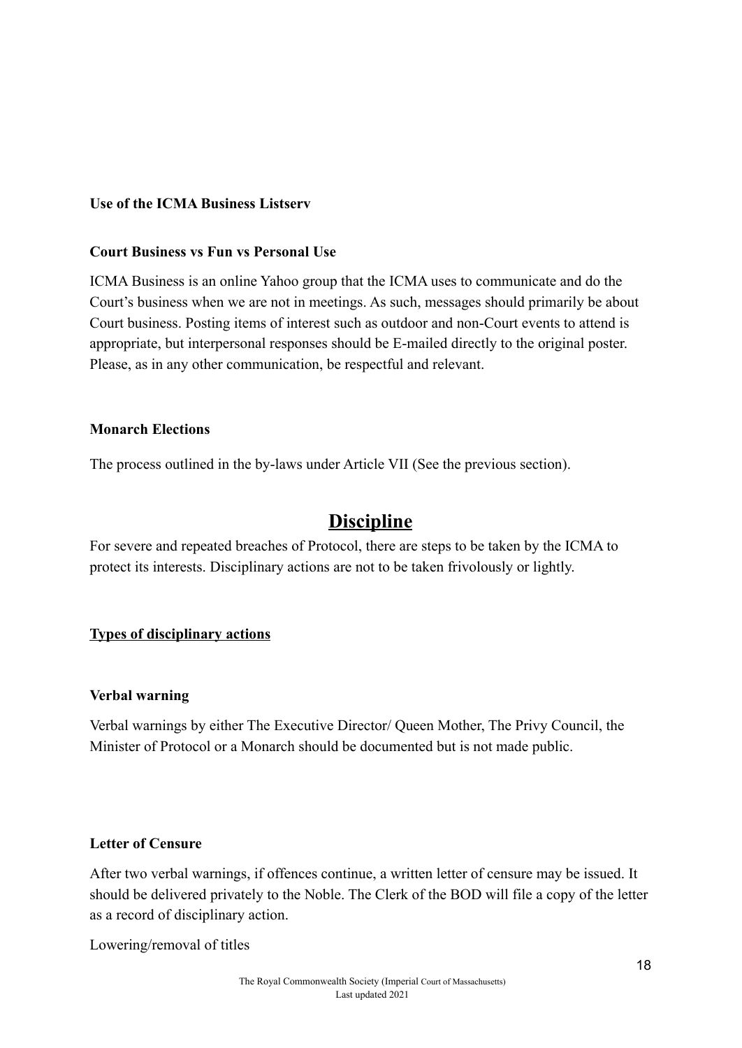**Use of the ICMA Business Listserv**

**Court Business vs Fun vs Personal Use**

ICMA Business is an online Yahoo group that the ICMA uses to communicate and do the Court's business when we are not in meetings. As such, messages should primarily be about Court business. Posting items of interest such as outdoor and non-Court events to attend is appropriate, but interpersonal responses should be E-mailed directly to the original poster. Please, as in any other communication, be respectful and relevant.

**Monarch Elections**

The process outlined in the by-laws under Article VII (See the previous section).

## <u>Discipline</u>

For severe and repeated breaches of Protocol, there are steps to be taken by the ICMA to protect its interests. Disciplinary actions are not to be taken frivolously or lightly.

**<u>Types of disciplinary actions</u>**

**Verbal warning**

Verbal warnings by either The Executive Director/ Queen Mother, The Privy Council, the Minister of Protocol or a Monarch should be documented but is not made public.

**Letter of Censure**

After two verbal warnings, if offences continue, a written letter of censure may be issued. It should be delivered privately to the Noble. The Clerk of the BOD will file a copy of the letter as a record of disciplinary action.

Lowering/removal of titles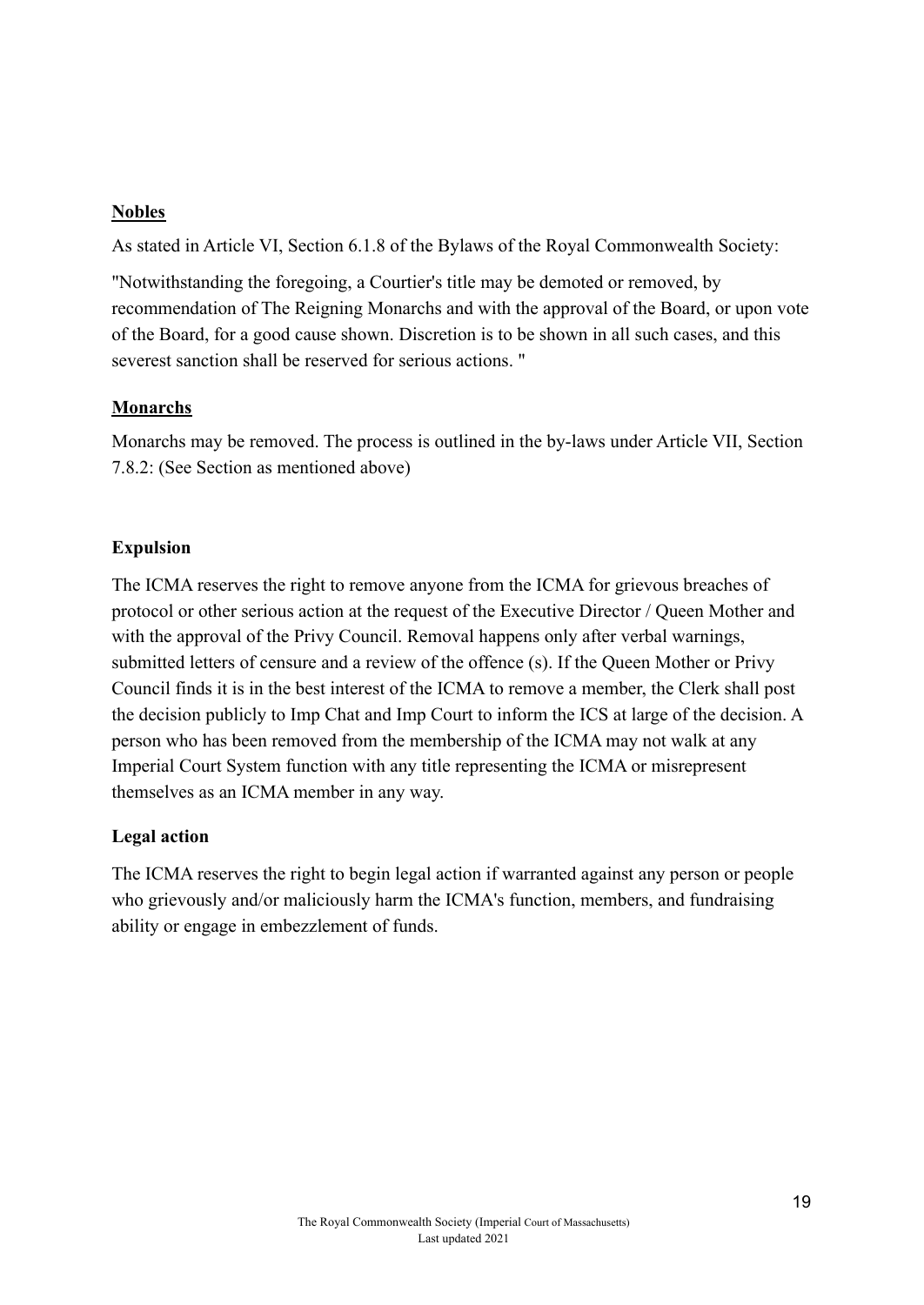**<u>Nobles</u>**

As stated in Article VI, Section 6.1.8 of the Bylaws of the Royal Commonwealth Society:

"Notwithstanding the foregoing, a Courtier's title may be demoted or removed, by recommendation of The Reigning Monarchs and with the approval of the Board, or upon vote of the Board, for a good cause shown. Discretion is to be shown in all such cases, and this severest sanction shall be reserved for serious actions. "

**<u>Monarchs</u>**

Monarchs may be removed. The process is outlined in the by-laws under Article VII, Section 7.8.2: (See Section as mentioned above)

**Expulsion**

The ICMA reserves the right to remove anyone from the ICMA for grievous breaches of protocol or other serious action at the request of the Executive Director / Queen Mother and with the approval of the Privy Council. Removal happens only after verbal warnings, submitted letters of censure and a review of the offence (s). If the Queen Mother or Privy Council finds it is in the best interest of the ICMA to remove a member, the Clerk shall post the decision publicly to Imp Chat and Imp Court to inform the ICS at large of the decision. A person who has been removed from the membership of the ICMA may not walk at any Imperial Court System function with any title representing the ICMA or misrepresent themselves as an ICMA member in any way.

**Legal action**

The ICMA reserves the right to begin legal action if warranted against any person or people who grievously and/or maliciously harm the ICMA's function, members, and fundraising ability or engage in embezzlement of funds.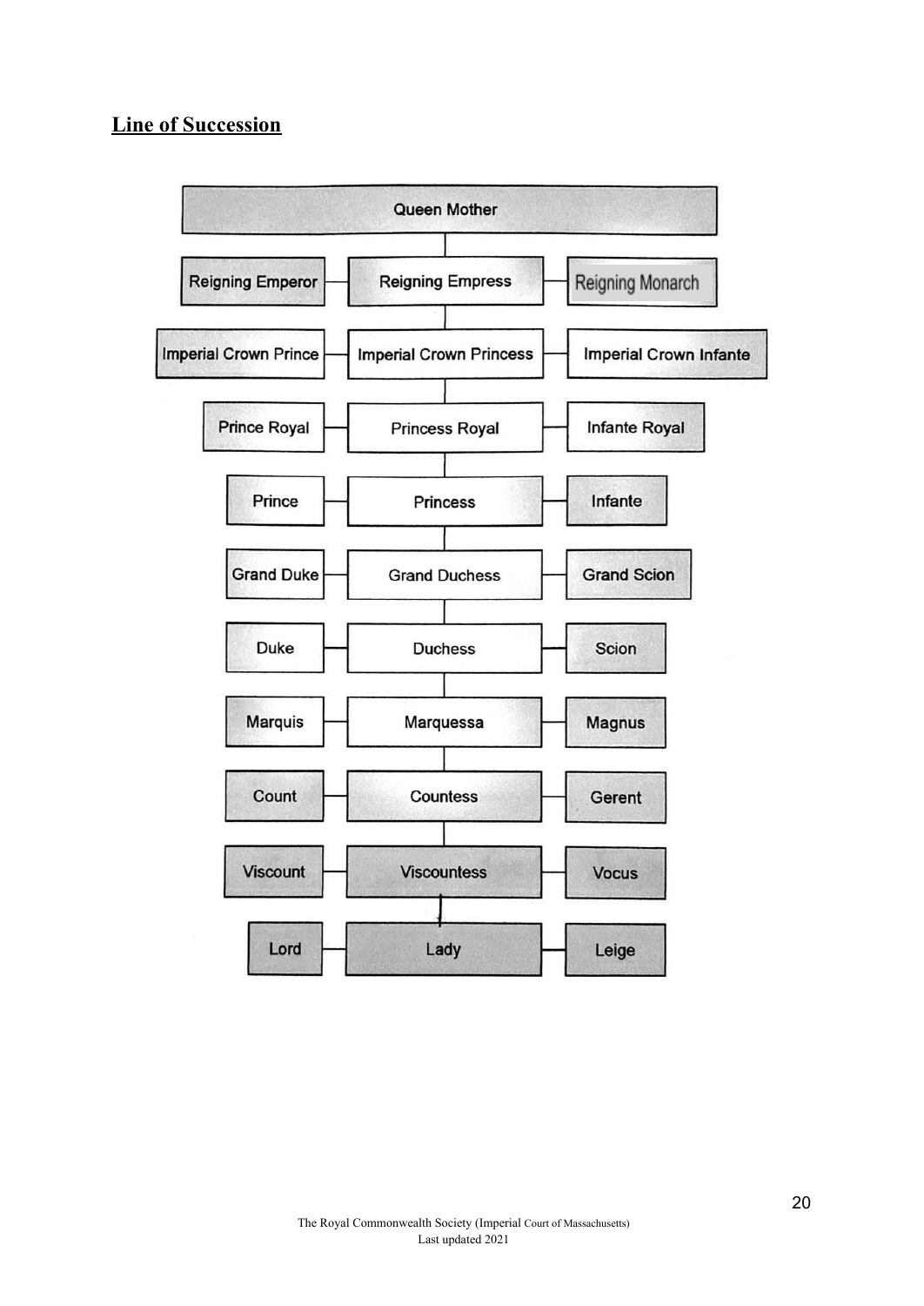**Line of Succession**

Queen Mother

Reigning Emperor
Reigning Empress
Reigning Monarch

Imperial Crown Prince
Imperial Crown Princess
Imperial Crown Infante

Prince Royal
Princess Royal
Infante Royal

Prince
Princess
Infante

Grand Duke
Grand Duchess
Grand Scion

Duke
Duchess
Scion

Marquis
Marquessa
Magnus

Count
Countess
Gerent

Viscount
Viscountess
Vocus

Lord
Lady
Leige